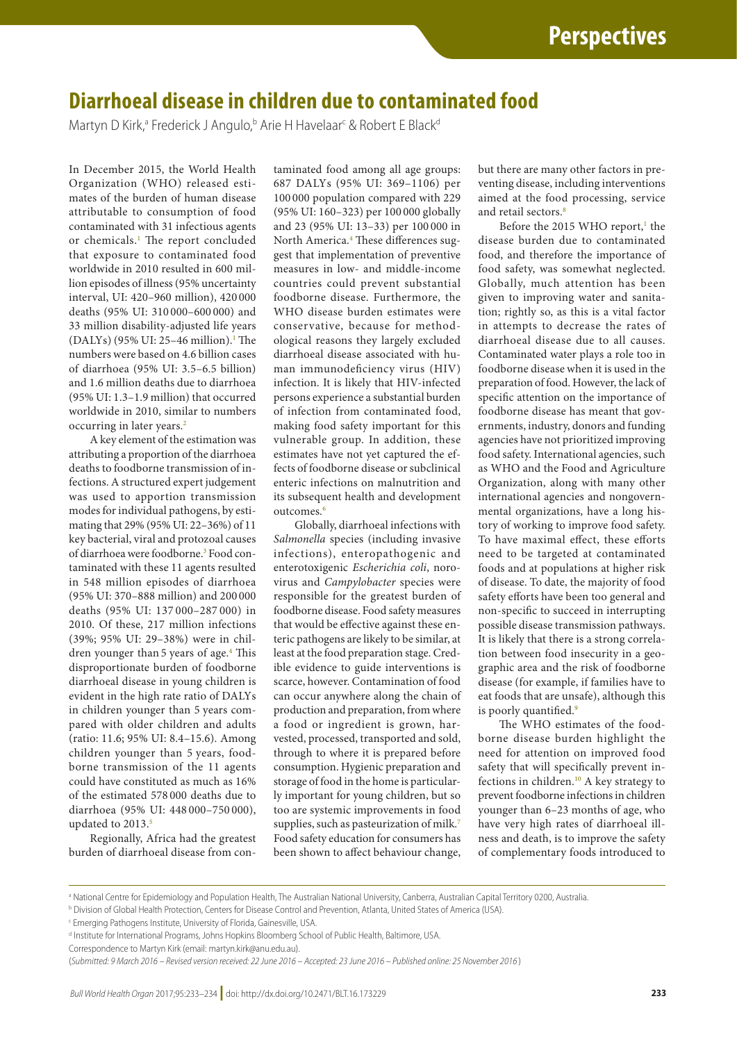# Diarrhoeal disease in children due to contaminated food

Martyn D Kirk,[a] Frederick J Angulo,[b] Arie H Havelaar[c] & Robert E Black[d]

In December 2015, the World Health Organization (WHO) released estimates of the burden of human disease attributable to consumption of food contaminated with 31 infectious agents or chemicals.[1] The report concluded that exposure to contaminated food worldwide in 2010 resulted in 600 million episodes of illness (95% uncertainty interval, UI: 420–960 million), 420 000 deaths (95% UI: 310 000–600 000) and 33 million disability-adjusted life years (DALYs) (95% UI: 25–46 million).[1] The numbers were based on 4.6 billion cases of diarrhoea (95% UI: 3.5–6.5 billion) and 1.6 million deaths due to diarrhoea (95% UI: 1.3–1.9 million) that occurred worldwide in 2010, similar to numbers occurring in later years.[2]

A key element of the estimation was attributing a proportion of the diarrhoea deaths to foodborne transmission of infections. A structured expert judgement was used to apportion transmission modes for individual pathogens, by estimating that 29% (95% UI: 22–36%) of 11 key bacterial, viral and protozoal causes of diarrhoea were foodborne.[3] Food contaminated with these 11 agents resulted in 548 million episodes of diarrhoea (95% UI: 370–888 million) and 200 000 deaths (95% UI: 137 000–287 000) in 2010. Of these, 217 million infections (39%; 95% UI: 29–38%) were in children younger than 5 years of age.[4] This disproportionate burden of foodborne diarrhoeal disease in young children is evident in the high rate ratio of DALYs in children younger than 5 years compared with older children and adults (ratio: 11.6; 95% UI: 8.4–15.6). Among children younger than 5 years, foodborne transmission of the 11 agents could have constituted as much as 16% of the estimated 578 000 deaths due to diarrhoea (95% UI: 448 000–750 000), updated to 2013.[5]

Regionally, Africa had the greatest burden of diarrhoeal disease from contaminated food among all age groups: 687 DALYs (95% UI: 369–1106) per 100 000 population compared with 229 (95% UI: 160–323) per 100 000 globally and 23 (95% UI: 13–33) per 100 000 in North America.[4] These differences suggest that implementation of preventive measures in low- and middle-income countries could prevent substantial foodborne disease. Furthermore, the WHO disease burden estimates were conservative, because for methodological reasons they largely excluded diarrhoeal disease associated with human immunodeficiency virus (HIV) infection. It is likely that HIV-infected persons experience a substantial burden of infection from contaminated food, making food safety important for this vulnerable group. In addition, these estimates have not yet captured the effects of foodborne disease or subclinical enteric infections on malnutrition and its subsequent health and development outcomes.[6]

Globally, diarrhoeal infections with *Salmonella* species (including invasive infections), enteropathogenic and enterotoxigenic *Escherichia coli*, norovirus and *Campylobacter* species were responsible for the greatest burden of foodborne disease. Food safety measures that would be effective against these enteric pathogens are likely to be similar, at least at the food preparation stage. Credible evidence to guide interventions is scarce, however. Contamination of food can occur anywhere along the chain of production and preparation, from where a food or ingredient is grown, harvested, processed, transported and sold, through to where it is prepared before consumption. Hygienic preparation and storage of food in the home is particularly important for young children, but so too are systemic improvements in food supplies, such as pasteurization of milk.[7] Food safety education for consumers has been shown to affect behaviour change, but there are many other factors in preventing disease, including interventions aimed at the food processing, service and retail sectors.[8]

Before the 2015 WHO report,[1] the disease burden due to contaminated food, and therefore the importance of food safety, was somewhat neglected. Globally, much attention has been given to improving water and sanitation; rightly so, as this is a vital factor in attempts to decrease the rates of diarrhoeal disease due to all causes. Contaminated water plays a role too in foodborne disease when it is used in the preparation of food. However, the lack of specific attention on the importance of foodborne disease has meant that governments, industry, donors and funding agencies have not prioritized improving food safety. International agencies, such as WHO and the Food and Agriculture Organization, along with many other international agencies and nongovernmental organizations, have a long history of working to improve food safety. To have maximal effect, these efforts need to be targeted at contaminated foods and at populations at higher risk of disease. To date, the majority of food safety efforts have been too general and non-specific to succeed in interrupting possible disease transmission pathways. It is likely that there is a strong correlation between food insecurity in a geographic area and the risk of foodborne disease (for example, if families have to eat foods that are unsafe), although this is poorly quantified.[9]

The WHO estimates of the foodborne disease burden highlight the need for attention on improved food safety that will specifically prevent infections in children.[10] A key strategy to prevent foodborne infections in children younger than 6–23 months of age, who have very high rates of diarrhoeal illness and death, is to improve the safety of complementary foods introduced to

---

[a] National Centre for Epidemiology and Population Health, The Australian National University, Canberra, Australian Capital Territory 0200, Australia.

[b] Division of Global Health Protection, Centers for Disease Control and Prevention, Atlanta, United States of America (USA).

[c] Emerging Pathogens Institute, University of Florida, Gainesville, USA.

[d] Institute for International Programs, Johns Hopkins Bloomberg School of Public Health, Baltimore, USA.

Correspondence to Martyn Kirk (email: martyn.kirk@anu.edu.au).

(*Submitted: 9 March 2016 – Revised version received: 22 June 2016 – Accepted: 23 June 2016 – Published online: 25 November 2016*)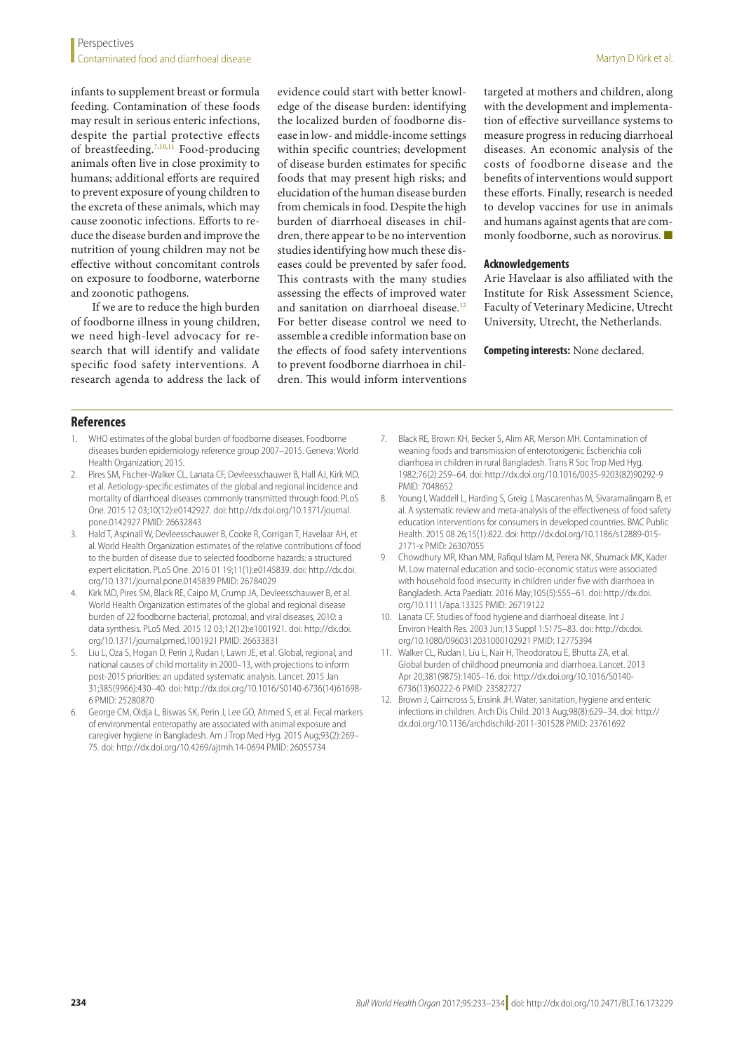infants to supplement breast or formula feeding. Contamination of these foods may result in serious enteric infections, despite the partial protective effects of breastfeeding.[7,10,11] Food-producing animals often live in close proximity to humans; additional efforts are required to prevent exposure of young children to the excreta of these animals, which may cause zoonotic infections. Efforts to reduce the disease burden and improve the nutrition of young children may not be effective without concomitant controls on exposure to foodborne, waterborne and zoonotic pathogens.

If we are to reduce the high burden of foodborne illness in young children, we need high-level advocacy for research that will identify and validate specific food safety interventions. A research agenda to address the lack of evidence could start with better knowledge of the disease burden: identifying the localized burden of foodborne disease in low- and middle-income settings within specific countries; development of disease burden estimates for specific foods that may present high risks; and elucidation of the human disease burden from chemicals in food. Despite the high burden of diarrhoeal diseases in children, there appear to be no intervention studies identifying how much these diseases could be prevented by safer food. This contrasts with the many studies assessing the effects of improved water and sanitation on diarrhoeal disease.[12] For better disease control we need to assemble a credible information base on the effects of food safety interventions to prevent foodborne diarrhoea in children. This would inform interventions targeted at mothers and children, along with the development and implementation of effective surveillance systems to measure progress in reducing diarrhoeal diseases. An economic analysis of the costs of foodborne disease and the benefits of interventions would support these efforts. Finally, research is needed to develop vaccines for use in animals and humans against agents that are commonly foodborne, such as norovirus. ■

#### Acknowledgements

Arie Havelaar is also affiliated with the Institute for Risk Assessment Science, Faculty of Veterinary Medicine, Utrecht University, Utrecht, the Netherlands.

**Competing interests:** None declared.

## References

1. WHO estimates of the global burden of foodborne diseases. Foodborne diseases burden epidemiology reference group 2007–2015. Geneva: World Health Organization; 2015.
2. Pires SM, Fischer-Walker CL, Lanata CF, Devleesschauwer B, Hall AJ, Kirk MD, et al. Aetiology-specific estimates of the global and regional incidence and mortality of diarrhoeal diseases commonly transmitted through food. PLoS One. 2015 12 03;10(12):e0142927. doi: http://dx.doi.org/10.1371/journal.pone.0142927 PMID: 26632843
3. Hald T, Aspinall W, Devleesschauwer B, Cooke R, Corrigan T, Havelaar AH, et al. World Health Organization estimates of the relative contributions of food to the burden of disease due to selected foodborne hazards: a structured expert elicitation. PLoS One. 2016 01 19;11(1):e0145839. doi: http://dx.doi.org/10.1371/journal.pone.0145839 PMID: 26784029
4. Kirk MD, Pires SM, Black RE, Caipo M, Crump JA, Devleesschauwer B, et al. World Health Organization estimates of the global and regional disease burden of 22 foodborne bacterial, protozoal, and viral diseases, 2010: a data synthesis. PLoS Med. 2015 12 03;12(12):e1001921. doi: http://dx.doi.org/10.1371/journal.pmed.1001921 PMID: 26633831
5. Liu L, Oza S, Hogan D, Perin J, Rudan I, Lawn JE, et al. Global, regional, and national causes of child mortality in 2000–13, with projections to inform post-2015 priorities: an updated systematic analysis. Lancet. 2015 Jan 31;385(9966):430–40. doi: http://dx.doi.org/10.1016/S0140-6736(14)61698-6 PMID: 25280870
6. George CM, Oldja L, Biswas SK, Perin J, Lee GO, Ahmed S, et al. Fecal markers of environmental enteropathy are associated with animal exposure and caregiver hygiene in Bangladesh. Am J Trop Med Hyg. 2015 Aug;93(2):269–75. doi: http://dx.doi.org/10.4269/ajtmh.14-0694 PMID: 26055734
7. Black RE, Brown KH, Becker S, Alim AR, Merson MH. Contamination of weaning foods and transmission of enterotoxigenic Escherichia coli diarrhoea in children in rural Bangladesh. Trans R Soc Trop Med Hyg. 1982;76(2):259–64. doi: http://dx.doi.org/10.1016/0035-9203(82)90292-9 PMID: 7048652
8. Young I, Waddell L, Harding S, Greig J, Mascarenhas M, Sivaramalingam B, et al. A systematic review and meta-analysis of the effectiveness of food safety education interventions for consumers in developed countries. BMC Public Health. 2015 08 26;15(1):822. doi: http://dx.doi.org/10.1186/s12889-015-2171-x PMID: 26307055
9. Chowdhury MR, Khan MM, Rafiqul Islam M, Perera NK, Shumack MK, Kader M. Low maternal education and socio-economic status were associated with household food insecurity in children under five with diarrhoea in Bangladesh. Acta Paediatr. 2016 May;105(5):555–61. doi: http://dx.doi.org/10.1111/apa.13325 PMID: 26719122
10. Lanata CF. Studies of food hygiene and diarrhoeal disease. Int J Environ Health Res. 2003 Jun;13 Suppl 1:S175–83. doi: http://dx.doi.org/10.1080/0960312031000102921 PMID: 12775394
11. Walker CL, Rudan I, Liu L, Nair H, Theodoratou E, Bhutta ZA, et al. Global burden of childhood pneumonia and diarrhoea. Lancet. 2013 Apr 20;381(9875):1405–16. doi: http://dx.doi.org/10.1016/S0140-6736(13)60222-6 PMID: 23582727
12. Brown J, Cairncross S, Ensink JH. Water, sanitation, hygiene and enteric infections in children. Arch Dis Child. 2013 Aug;98(8):629–34. doi: http://dx.doi.org/10.1136/archdischild-2011-301528 PMID: 23761692